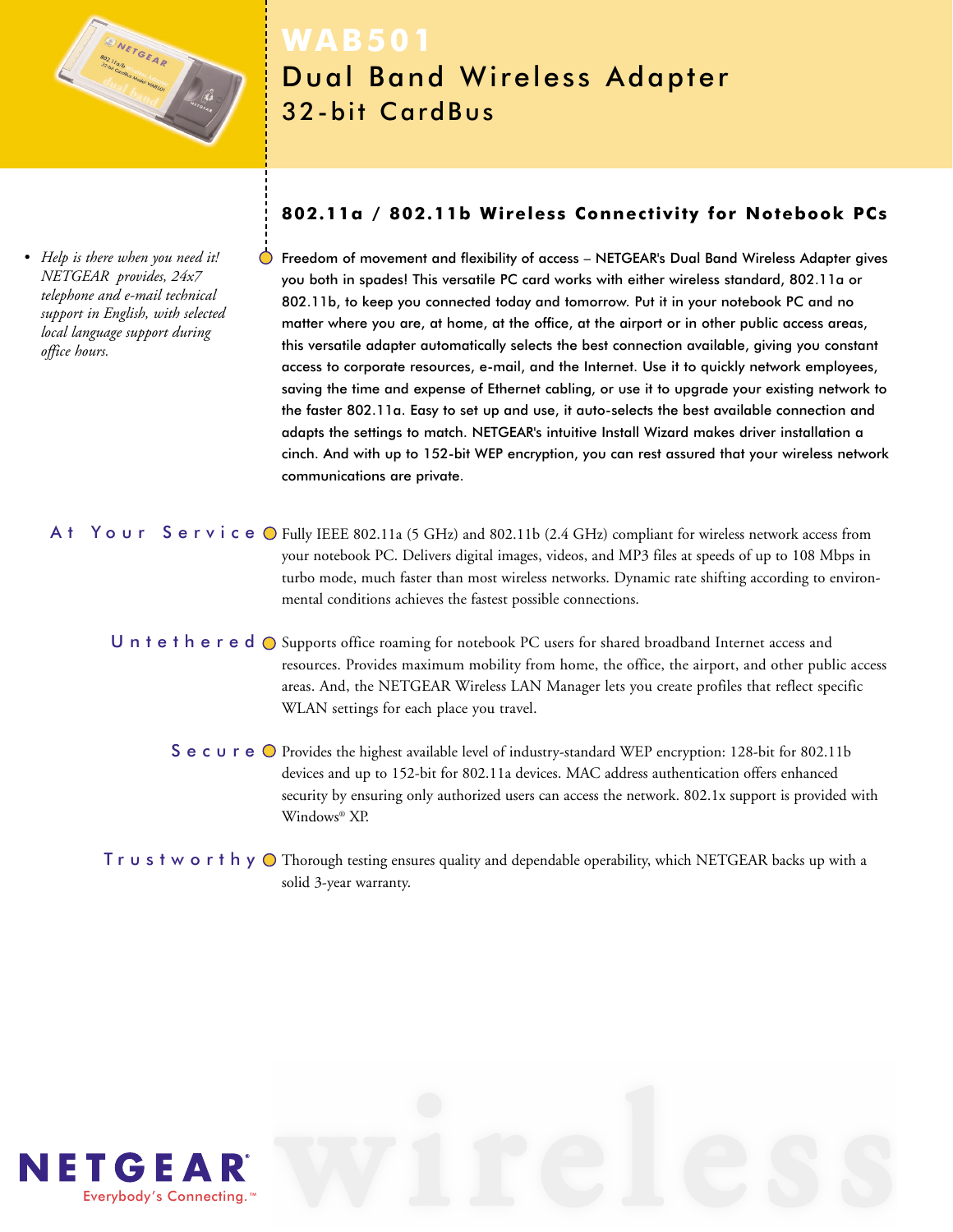# WAB501

## Dual Band Wireless Adapter

### 32-bit CardBus

- *Help is there when you need it! NETGEAR provides, 24x7 telephone and e-mail technical support in English, with selected local language support during office hours.*

**802.11a / 802.11b Wireless Connectivity for Notebook PCs**

Freedom of movement and flexibility of access – NETGEAR's Dual Band Wireless Adapter gives you both in spades! This versatile PC card works with either wireless standard, 802.11a or 802.11b, to keep you connected today and tomorrow. Put it in your notebook PC and no matter where you are, at home, at the office, at the airport or in other public access areas, this versatile adapter automatically selects the best connection available, giving you constant access to corporate resources, e-mail, and the Internet. Use it to quickly network employees, saving the time and expense of Ethernet cabling, or use it to upgrade your existing network to the faster 802.11a. Easy to set up and use, it auto-selects the best available connection and adapts the settings to match. NETGEAR's intuitive Install Wizard makes driver installation a cinch. And with up to 152-bit WEP encryption, you can rest assured that your wireless network communications are private.

**At Your Service** Fully IEEE 802.11a (5 GHz) and 802.11b (2.4 GHz) compliant for wireless network access from your notebook PC. Delivers digital images, videos, and MP3 files at speeds of up to 108 Mbps in turbo mode, much faster than most wireless networks. Dynamic rate shifting according to environmental conditions achieves the fastest possible connections.

**Untethered** Supports office roaming for notebook PC users for shared broadband Internet access and resources. Provides maximum mobility from home, the office, the airport, and other public access areas. And, the NETGEAR Wireless LAN Manager lets you create profiles that reflect specific WLAN settings for each place you travel.

**Secure** Provides the highest available level of industry-standard WEP encryption: 128-bit for 802.11b devices and up to 152-bit for 802.11a devices. MAC address authentication offers enhanced security by ensuring only authorized users can access the network. 802.1x support is provided with Windows® XP.

**Trustworthy** Thorough testing ensures quality and dependable operability, which NETGEAR backs up with a solid 3-year warranty.

NETGEAR®
Everybody's Connecting.™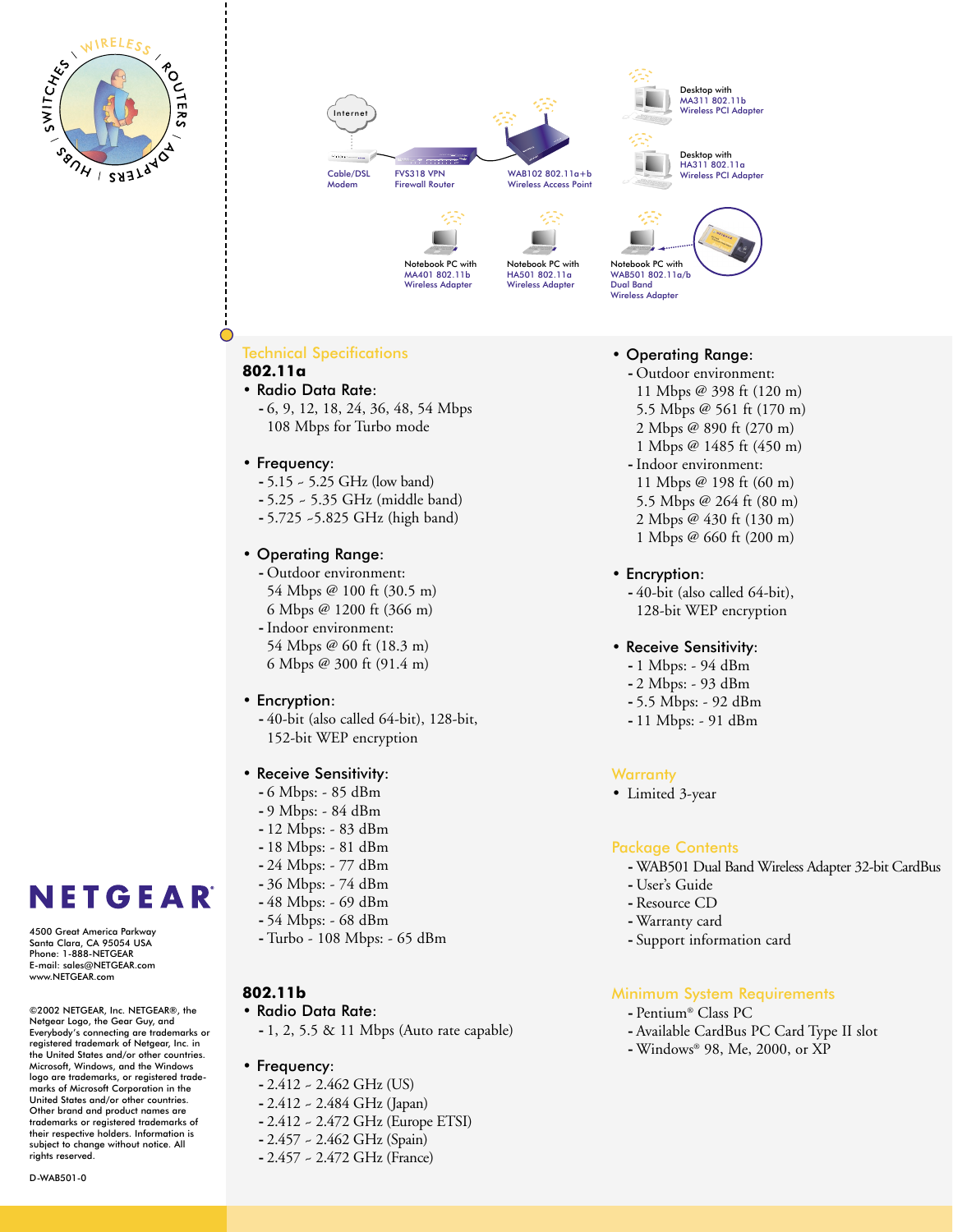WIRELESS / ROUTERS / ADAPTERS / HUBS / SWITCHES

Internet

Cable/DSL Modem

FVS318 VPN Firewall Router

WAB102 802.11a+b Wireless Access Point

Desktop with MA311 802.11b Wireless PCI Adapter

Desktop with HA311 802.11a Wireless PCI Adapter

Notebook PC with MA401 802.11b Wireless Adapter

Notebook PC with HA501 802.11a Wireless Adapter

Notebook PC with WAB501 802.11a/b Dual Band Wireless Adapter

## Technical Specifications

### 802.11a

- **Radio Data Rate:**
  - 6, 9, 12, 18, 24, 36, 48, 54 Mbps
    108 Mbps for Turbo mode
- **Frequency:**
  - 5.15 ~ 5.25 GHz (low band)
  - 5.25 ~ 5.35 GHz (middle band)
  - 5.725 ~5.825 GHz (high band)
- **Operating Range:**
  - Outdoor environment:
    54 Mbps @ 100 ft (30.5 m)
    6 Mbps @ 1200 ft (366 m)
  - Indoor environment:
    54 Mbps @ 60 ft (18.3 m)
    6 Mbps @ 300 ft (91.4 m)
- **Encryption:**
  - 40-bit (also called 64-bit), 128-bit, 152-bit WEP encryption
- **Receive Sensitivity:**
  - 6 Mbps: - 85 dBm
  - 9 Mbps: - 84 dBm
  - 12 Mbps: - 83 dBm
  - 18 Mbps: - 81 dBm
  - 24 Mbps: - 77 dBm
  - 36 Mbps: - 74 dBm
  - 48 Mbps: - 69 dBm
  - 54 Mbps: - 68 dBm
  - Turbo - 108 Mbps: - 65 dBm

### 802.11b

- **Radio Data Rate:**
  - 1, 2, 5.5 & 11 Mbps (Auto rate capable)
- **Frequency:**
  - 2.412 ~ 2.462 GHz (US)
  - 2.412 ~ 2.484 GHz (Japan)
  - 2.412 ~ 2.472 GHz (Europe ETSI)
  - 2.457 ~ 2.462 GHz (Spain)
  - 2.457 ~ 2.472 GHz (France)
- **Operating Range:**
  - Outdoor environment:
    11 Mbps @ 398 ft (120 m)
    5.5 Mbps @ 561 ft (170 m)
    2 Mbps @ 890 ft (270 m)
    1 Mbps @ 1485 ft (450 m)
  - Indoor environment:
    11 Mbps @ 198 ft (60 m)
    5.5 Mbps @ 264 ft (80 m)
    2 Mbps @ 430 ft (130 m)
    1 Mbps @ 660 ft (200 m)
- **Encryption:**
  - 40-bit (also called 64-bit), 128-bit WEP encryption
- **Receive Sensitivity:**
  - 1 Mbps: - 94 dBm
  - 2 Mbps: - 93 dBm
  - 5.5 Mbps: - 92 dBm
  - 11 Mbps: - 91 dBm

## Warranty

- Limited 3-year

## Package Contents

- WAB501 Dual Band Wireless Adapter 32-bit CardBus
- User's Guide
- Resource CD
- Warranty card
- Support information card

## Minimum System Requirements

- Pentium® Class PC
- Available CardBus PC Card Type II slot
- Windows® 98, Me, 2000, or XP

**NETGEAR**

4500 Great America Parkway
Santa Clara, CA 95054 USA
Phone: 1-888-NETGEAR
E-mail: sales@NETGEAR.com
www.NETGEAR.com

©2002 NETGEAR, Inc. NETGEAR®, the Netgear Logo, the Gear Guy, and Everybody's connecting are trademarks or registered trademark of Netgear, Inc. in the United States and/or other countries. Microsoft, Windows, and the Windows logo are trademarks, or registered trademarks of Microsoft Corporation in the United States and/or other countries. Other brand and product names are trademarks or registered trademarks of their respective holders. Information is subject to change without notice. All rights reserved.

D-WAB501-0